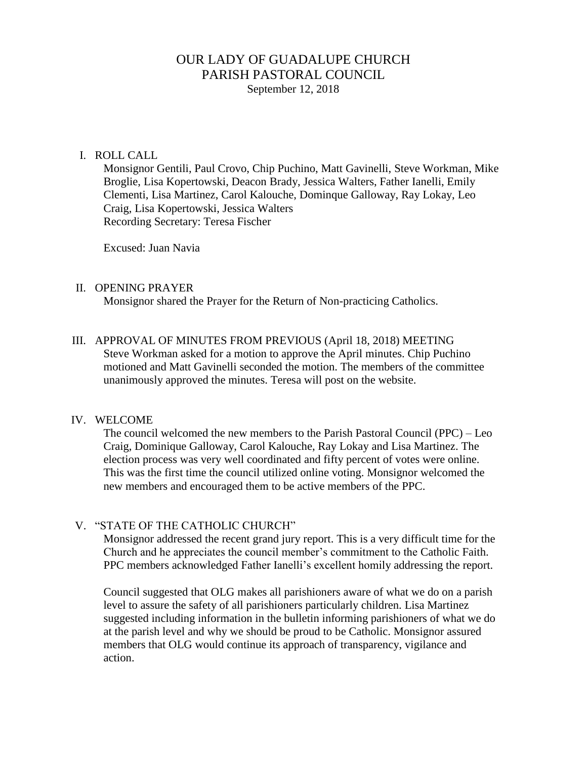# OUR LADY OF GUADALUPE CHURCH
## PARISH PASTORAL COUNCIL
September 12, 2018

I. ROLL CALL

Monsignor Gentili, Paul Crovo, Chip Puchino, Matt Gavinelli, Steve Workman, Mike Broglie, Lisa Kopertowski, Deacon Brady, Jessica Walters, Father Ianelli, Emily Clementi, Lisa Martinez, Carol Kalouche, Dominque Galloway, Ray Lokay, Leo Craig, Lisa Kopertowski, Jessica Walters
Recording Secretary: Teresa Fischer

Excused: Juan Navia

II. OPENING PRAYER

Monsignor shared the Prayer for the Return of Non-practicing Catholics.

III. APPROVAL OF MINUTES FROM PREVIOUS (April 18, 2018) MEETING

Steve Workman asked for a motion to approve the April minutes. Chip Puchino motioned and Matt Gavinelli seconded the motion. The members of the committee unanimously approved the minutes. Teresa will post on the website.

IV. WELCOME

The council welcomed the new members to the Parish Pastoral Council (PPC) – Leo Craig, Dominique Galloway, Carol Kalouche, Ray Lokay and Lisa Martinez. The election process was very well coordinated and fifty percent of votes were online. This was the first time the council utilized online voting. Monsignor welcomed the new members and encouraged them to be active members of the PPC.

V. "STATE OF THE CATHOLIC CHURCH"

Monsignor addressed the recent grand jury report. This is a very difficult time for the Church and he appreciates the council member's commitment to the Catholic Faith. PPC members acknowledged Father Ianelli's excellent homily addressing the report.

Council suggested that OLG makes all parishioners aware of what we do on a parish level to assure the safety of all parishioners particularly children. Lisa Martinez suggested including information in the bulletin informing parishioners of what we do at the parish level and why we should be proud to be Catholic. Monsignor assured members that OLG would continue its approach of transparency, vigilance and action.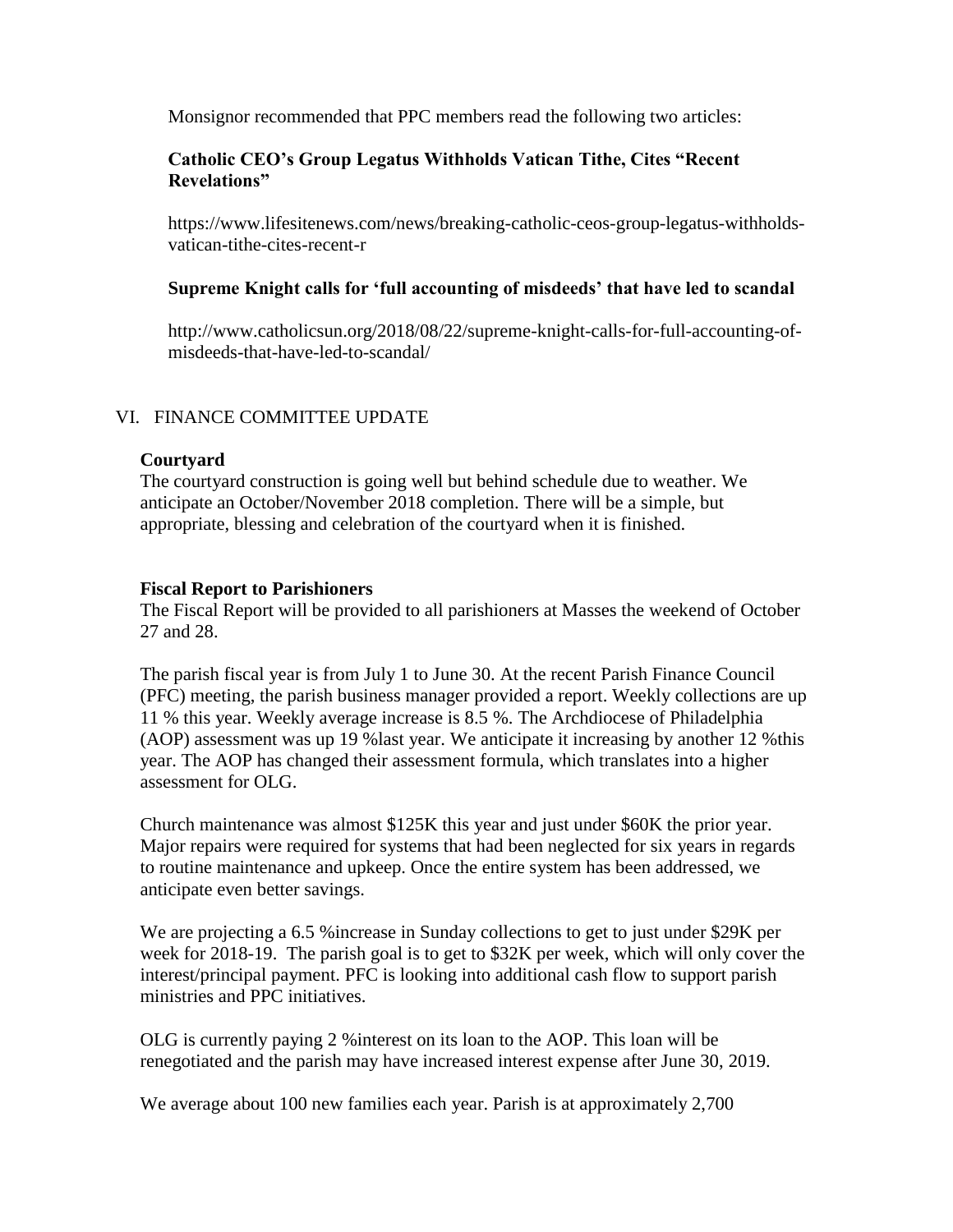Monsignor recommended that PPC members read the following two articles:

**Catholic CEO's Group Legatus Withholds Vatican Tithe, Cites "Recent Revelations"**

https://www.lifesitenews.com/news/breaking-catholic-ceos-group-legatus-withholds-vatican-tithe-cites-recent-r

**Supreme Knight calls for 'full accounting of misdeeds' that have led to scandal**

http://www.catholicsun.org/2018/08/22/supreme-knight-calls-for-full-accounting-of-misdeeds-that-have-led-to-scandal/

## VI. FINANCE COMMITTEE UPDATE

**Courtyard**

The courtyard construction is going well but behind schedule due to weather. We anticipate an October/November 2018 completion. There will be a simple, but appropriate, blessing and celebration of the courtyard when it is finished.

**Fiscal Report to Parishioners**

The Fiscal Report will be provided to all parishioners at Masses the weekend of October 27 and 28.

The parish fiscal year is from July 1 to June 30. At the recent Parish Finance Council (PFC) meeting, the parish business manager provided a report. Weekly collections are up 11 % this year. Weekly average increase is 8.5 %. The Archdiocese of Philadelphia (AOP) assessment was up 19 %last year. We anticipate it increasing by another 12 %this year. The AOP has changed their assessment formula, which translates into a higher assessment for OLG.

Church maintenance was almost $125K this year and just under $60K the prior year. Major repairs were required for systems that had been neglected for six years in regards to routine maintenance and upkeep. Once the entire system has been addressed, we anticipate even better savings.

We are projecting a 6.5 %increase in Sunday collections to get to just under $29K per week for 2018-19. The parish goal is to get to $32K per week, which will only cover the interest/principal payment. PFC is looking into additional cash flow to support parish ministries and PPC initiatives.

OLG is currently paying 2 %interest on its loan to the AOP. This loan will be renegotiated and the parish may have increased interest expense after June 30, 2019.

We average about 100 new families each year. Parish is at approximately 2,700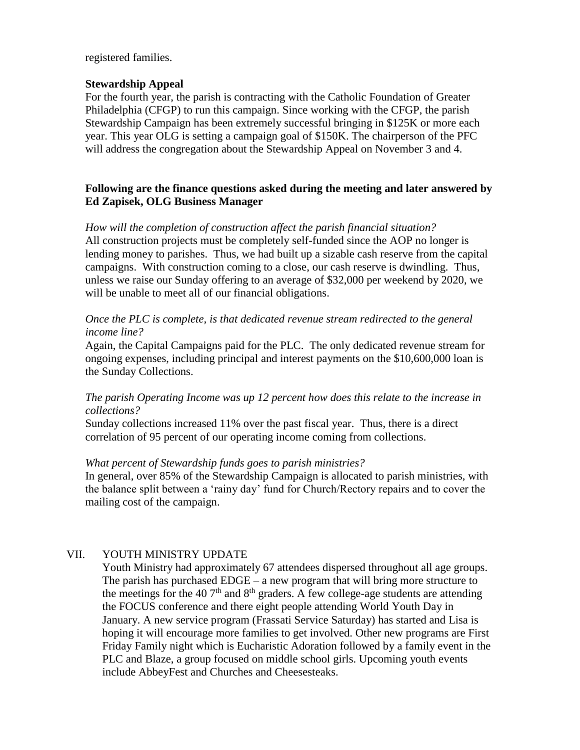registered families.

**Stewardship Appeal**

For the fourth year, the parish is contracting with the Catholic Foundation of Greater Philadelphia (CFGP) to run this campaign. Since working with the CFGP, the parish Stewardship Campaign has been extremely successful bringing in $125K or more each year. This year OLG is setting a campaign goal of $150K. The chairperson of the PFC will address the congregation about the Stewardship Appeal on November 3 and 4.

**Following are the finance questions asked during the meeting and later answered by Ed Zapisek, OLG Business Manager**

*How will the completion of construction affect the parish financial situation?*

All construction projects must be completely self-funded since the AOP no longer is lending money to parishes. Thus, we had built up a sizable cash reserve from the capital campaigns. With construction coming to a close, our cash reserve is dwindling. Thus, unless we raise our Sunday offering to an average of $32,000 per weekend by 2020, we will be unable to meet all of our financial obligations.

*Once the PLC is complete, is that dedicated revenue stream redirected to the general income line?*

Again, the Capital Campaigns paid for the PLC. The only dedicated revenue stream for ongoing expenses, including principal and interest payments on the $10,600,000 loan is the Sunday Collections.

*The parish Operating Income was up 12 percent how does this relate to the increase in collections?*

Sunday collections increased 11% over the past fiscal year. Thus, there is a direct correlation of 95 percent of our operating income coming from collections.

*What percent of Stewardship funds goes to parish ministries?*

In general, over 85% of the Stewardship Campaign is allocated to parish ministries, with the balance split between a 'rainy day' fund for Church/Rectory repairs and to cover the mailing cost of the campaign.

VII. YOUTH MINISTRY UPDATE

Youth Ministry had approximately 67 attendees dispersed throughout all age groups. The parish has purchased EDGE – a new program that will bring more structure to the meetings for the 40 7th and 8th graders. A few college-age students are attending the FOCUS conference and there eight people attending World Youth Day in January. A new service program (Frassati Service Saturday) has started and Lisa is hoping it will encourage more families to get involved. Other new programs are First Friday Family night which is Eucharistic Adoration followed by a family event in the PLC and Blaze, a group focused on middle school girls. Upcoming youth events include AbbeyFest and Churches and Cheesesteaks.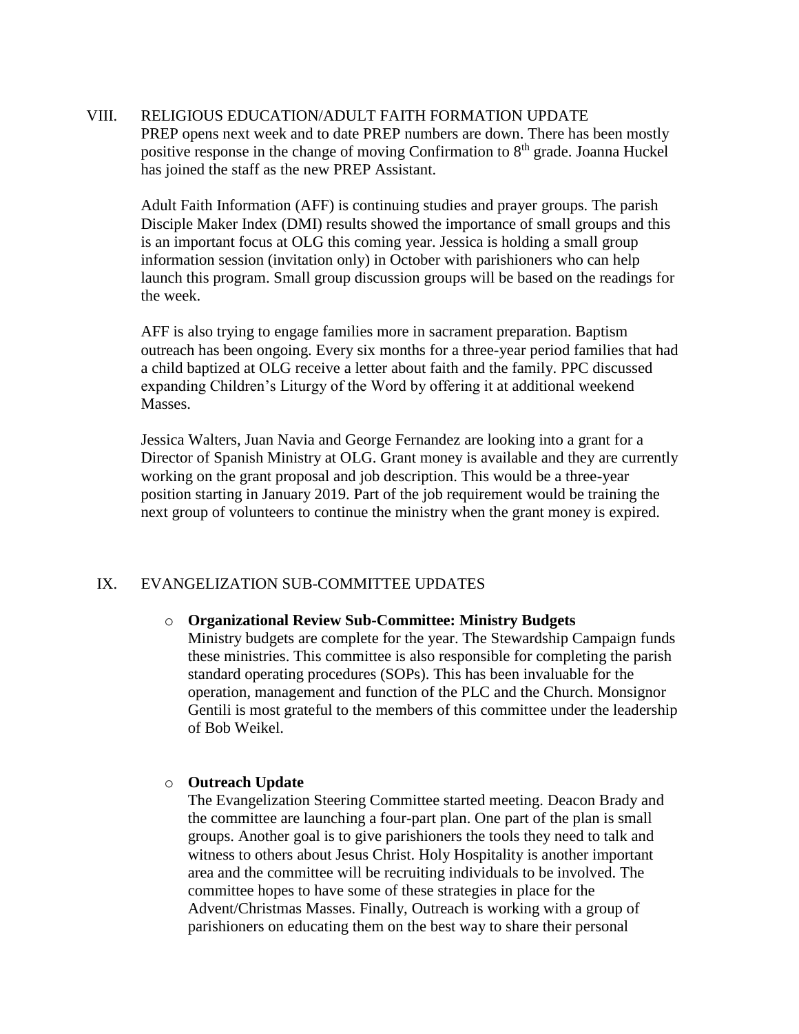## VIII. RELIGIOUS EDUCATION/ADULT FAITH FORMATION UPDATE

PREP opens next week and to date PREP numbers are down. There has been mostly positive response in the change of moving Confirmation to 8th grade. Joanna Huckel has joined the staff as the new PREP Assistant.

Adult Faith Information (AFF) is continuing studies and prayer groups. The parish Disciple Maker Index (DMI) results showed the importance of small groups and this is an important focus at OLG this coming year. Jessica is holding a small group information session (invitation only) in October with parishioners who can help launch this program. Small group discussion groups will be based on the readings for the week.

AFF is also trying to engage families more in sacrament preparation. Baptism outreach has been ongoing. Every six months for a three-year period families that had a child baptized at OLG receive a letter about faith and the family. PPC discussed expanding Children's Liturgy of the Word by offering it at additional weekend Masses.

Jessica Walters, Juan Navia and George Fernandez are looking into a grant for a Director of Spanish Ministry at OLG. Grant money is available and they are currently working on the grant proposal and job description. This would be a three-year position starting in January 2019. Part of the job requirement would be training the next group of volunteers to continue the ministry when the grant money is expired.

## IX. EVANGELIZATION SUB-COMMITTEE UPDATES

- **Organizational Review Sub-Committee: Ministry Budgets**
  Ministry budgets are complete for the year. The Stewardship Campaign funds these ministries. This committee is also responsible for completing the parish standard operating procedures (SOPs). This has been invaluable for the operation, management and function of the PLC and the Church. Monsignor Gentili is most grateful to the members of this committee under the leadership of Bob Weikel.

- **Outreach Update**
  The Evangelization Steering Committee started meeting. Deacon Brady and the committee are launching a four-part plan. One part of the plan is small groups. Another goal is to give parishioners the tools they need to talk and witness to others about Jesus Christ. Holy Hospitality is another important area and the committee will be recruiting individuals to be involved. The committee hopes to have some of these strategies in place for the Advent/Christmas Masses. Finally, Outreach is working with a group of parishioners on educating them on the best way to share their personal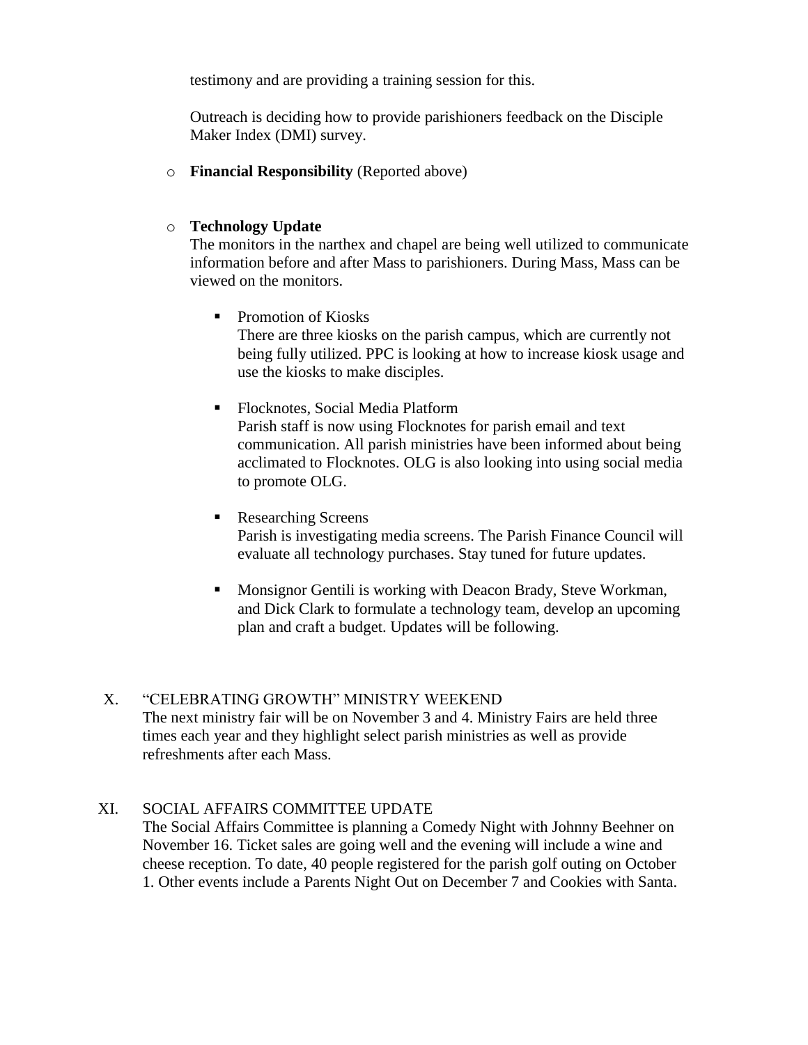testimony and are providing a training session for this.

Outreach is deciding how to provide parishioners feedback on the Disciple Maker Index (DMI) survey.

- **Financial Responsibility** (Reported above)

- **Technology Update**
  The monitors in the narthex and chapel are being well utilized to communicate information before and after Mass to parishioners. During Mass, Mass can be viewed on the monitors.

  - Promotion of Kiosks
    There are three kiosks on the parish campus, which are currently not being fully utilized. PPC is looking at how to increase kiosk usage and use the kiosks to make disciples.

  - Flocknotes, Social Media Platform
    Parish staff is now using Flocknotes for parish email and text communication. All parish ministries have been informed about being acclimated to Flocknotes. OLG is also looking into using social media to promote OLG.

  - Researching Screens
    Parish is investigating media screens. The Parish Finance Council will evaluate all technology purchases. Stay tuned for future updates.

  - Monsignor Gentili is working with Deacon Brady, Steve Workman, and Dick Clark to formulate a technology team, develop an upcoming plan and craft a budget. Updates will be following.

X. "CELEBRATING GROWTH" MINISTRY WEEKEND
The next ministry fair will be on November 3 and 4. Ministry Fairs are held three times each year and they highlight select parish ministries as well as provide refreshments after each Mass.

XI. SOCIAL AFFAIRS COMMITTEE UPDATE
The Social Affairs Committee is planning a Comedy Night with Johnny Beehner on November 16. Ticket sales are going well and the evening will include a wine and cheese reception. To date, 40 people registered for the parish golf outing on October 1. Other events include a Parents Night Out on December 7 and Cookies with Santa.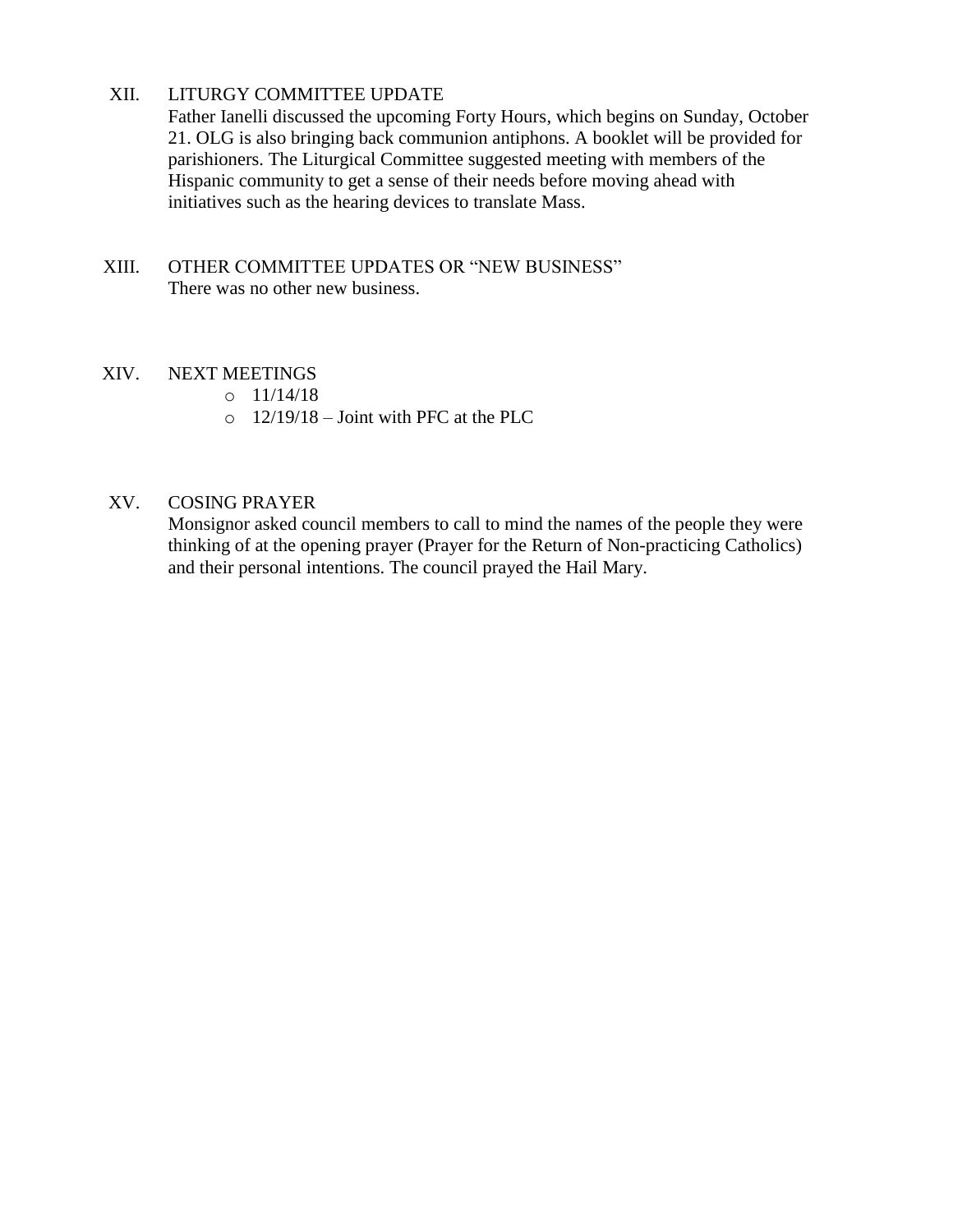XII. LITURGY COMMITTEE UPDATE

Father Ianelli discussed the upcoming Forty Hours, which begins on Sunday, October 21. OLG is also bringing back communion antiphons. A booklet will be provided for parishioners. The Liturgical Committee suggested meeting with members of the Hispanic community to get a sense of their needs before moving ahead with initiatives such as the hearing devices to translate Mass.

XIII. OTHER COMMITTEE UPDATES OR "NEW BUSINESS"

There was no other new business.

XIV. NEXT MEETINGS

- 11/14/18
- 12/19/18 – Joint with PFC at the PLC

XV. COSING PRAYER

Monsignor asked council members to call to mind the names of the people they were thinking of at the opening prayer (Prayer for the Return of Non-practicing Catholics) and their personal intentions. The council prayed the Hail Mary.